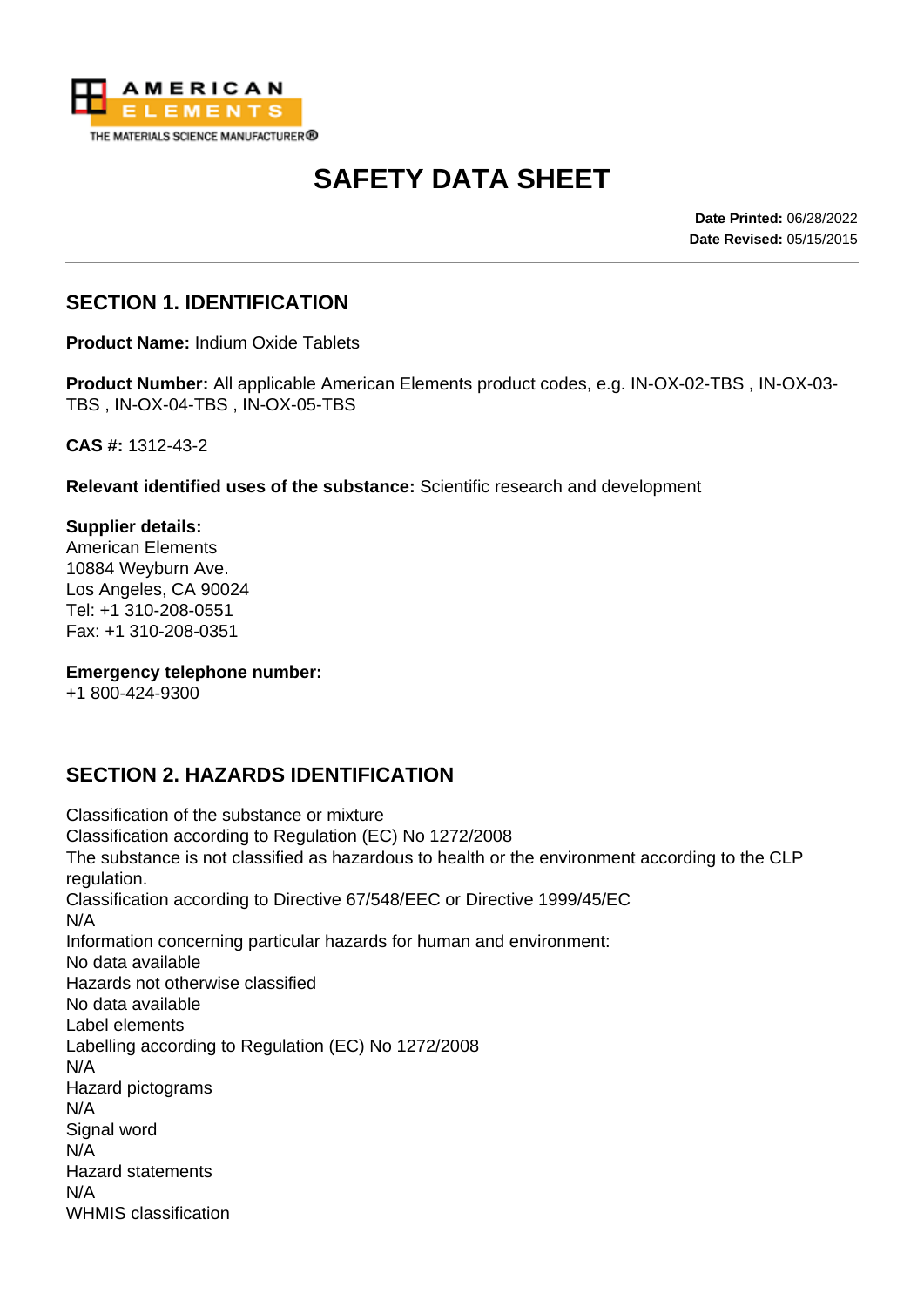AMERICAN ELEMENTS
THE MATERIALS SCIENCE MANUFACTURER®

# SAFETY DATA SHEET

**Date Printed:** 06/28/2022
**Date Revised:** 05/15/2015

## SECTION 1. IDENTIFICATION

**Product Name:** Indium Oxide Tablets

**Product Number:** All applicable American Elements product codes, e.g. IN-OX-02-TBS , IN-OX-03-TBS , IN-OX-04-TBS , IN-OX-05-TBS

**CAS #:** 1312-43-2

**Relevant identified uses of the substance:** Scientific research and development

**Supplier details:**
American Elements
10884 Weyburn Ave.
Los Angeles, CA 90024
Tel: +1 310-208-0551
Fax: +1 310-208-0351

**Emergency telephone number:**
+1 800-424-9300

## SECTION 2. HAZARDS IDENTIFICATION

Classification of the substance or mixture
Classification according to Regulation (EC) No 1272/2008
The substance is not classified as hazardous to health or the environment according to the CLP regulation.
Classification according to Directive 67/548/EEC or Directive 1999/45/EC
N/A
Information concerning particular hazards for human and environment:
No data available
Hazards not otherwise classified
No data available
Label elements
Labelling according to Regulation (EC) No 1272/2008
N/A
Hazard pictograms
N/A
Signal word
N/A
Hazard statements
N/A
WHMIS classification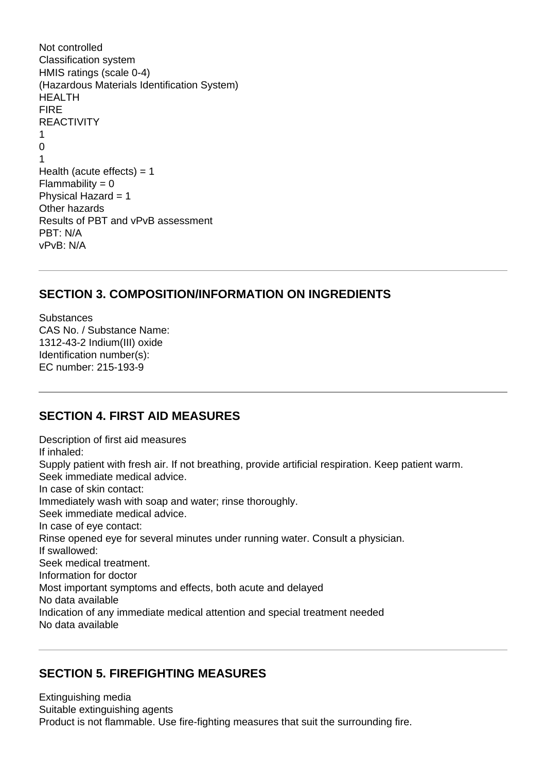Not controlled
Classification system
HMIS ratings (scale 0-4)
(Hazardous Materials Identification System)

| HEALTH | 1 |
| --- | --- |
| FIRE | 0 |
| REACTIVITY | 1 |

Health (acute effects) = 1
Flammability = 0
Physical Hazard = 1
Other hazards
Results of PBT and vPvB assessment
PBT: N/A
vPvB: N/A

---

## SECTION 3. COMPOSITION/INFORMATION ON INGREDIENTS

Substances
CAS No. / Substance Name:
1312-43-2 Indium(III) oxide
Identification number(s):
EC number: 215-193-9

---

## SECTION 4. FIRST AID MEASURES

Description of first aid measures
If inhaled:
Supply patient with fresh air. If not breathing, provide artificial respiration. Keep patient warm.
Seek immediate medical advice.
In case of skin contact:
Immediately wash with soap and water; rinse thoroughly.
Seek immediate medical advice.
In case of eye contact:
Rinse opened eye for several minutes under running water. Consult a physician.
If swallowed:
Seek medical treatment.
Information for doctor
Most important symptoms and effects, both acute and delayed
No data available
Indication of any immediate medical attention and special treatment needed
No data available

---

## SECTION 5. FIREFIGHTING MEASURES

Extinguishing media
Suitable extinguishing agents
Product is not flammable. Use fire-fighting measures that suit the surrounding fire.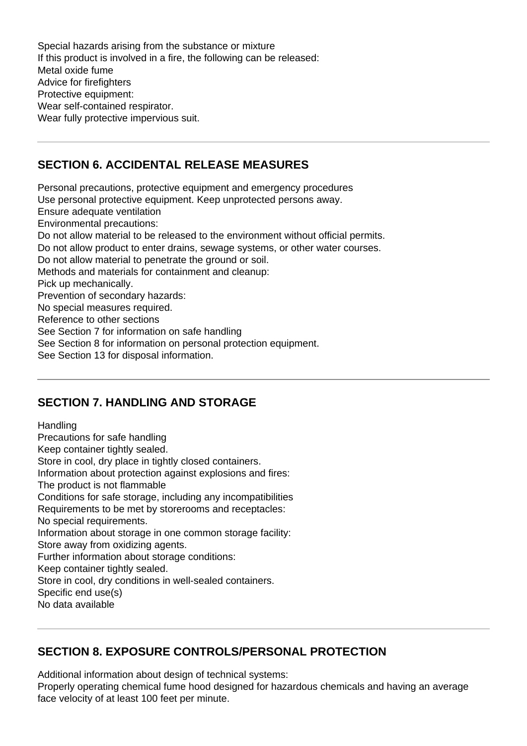Special hazards arising from the substance or mixture
If this product is involved in a fire, the following can be released:
Metal oxide fume
Advice for firefighters
Protective equipment:
Wear self-contained respirator.
Wear fully protective impervious suit.

---

## SECTION 6. ACCIDENTAL RELEASE MEASURES

Personal precautions, protective equipment and emergency procedures
Use personal protective equipment. Keep unprotected persons away.
Ensure adequate ventilation
Environmental precautions:
Do not allow material to be released to the environment without official permits.
Do not allow product to enter drains, sewage systems, or other water courses.
Do not allow material to penetrate the ground or soil.
Methods and materials for containment and cleanup:
Pick up mechanically.
Prevention of secondary hazards:
No special measures required.
Reference to other sections
See Section 7 for information on safe handling
See Section 8 for information on personal protection equipment.
See Section 13 for disposal information.

---

## SECTION 7. HANDLING AND STORAGE

Handling
Precautions for safe handling
Keep container tightly sealed.
Store in cool, dry place in tightly closed containers.
Information about protection against explosions and fires:
The product is not flammable
Conditions for safe storage, including any incompatibilities
Requirements to be met by storerooms and receptacles:
No special requirements.
Information about storage in one common storage facility:
Store away from oxidizing agents.
Further information about storage conditions:
Keep container tightly sealed.
Store in cool, dry conditions in well-sealed containers.
Specific end use(s)
No data available

---

## SECTION 8. EXPOSURE CONTROLS/PERSONAL PROTECTION

Additional information about design of technical systems:
Properly operating chemical fume hood designed for hazardous chemicals and having an average face velocity of at least 100 feet per minute.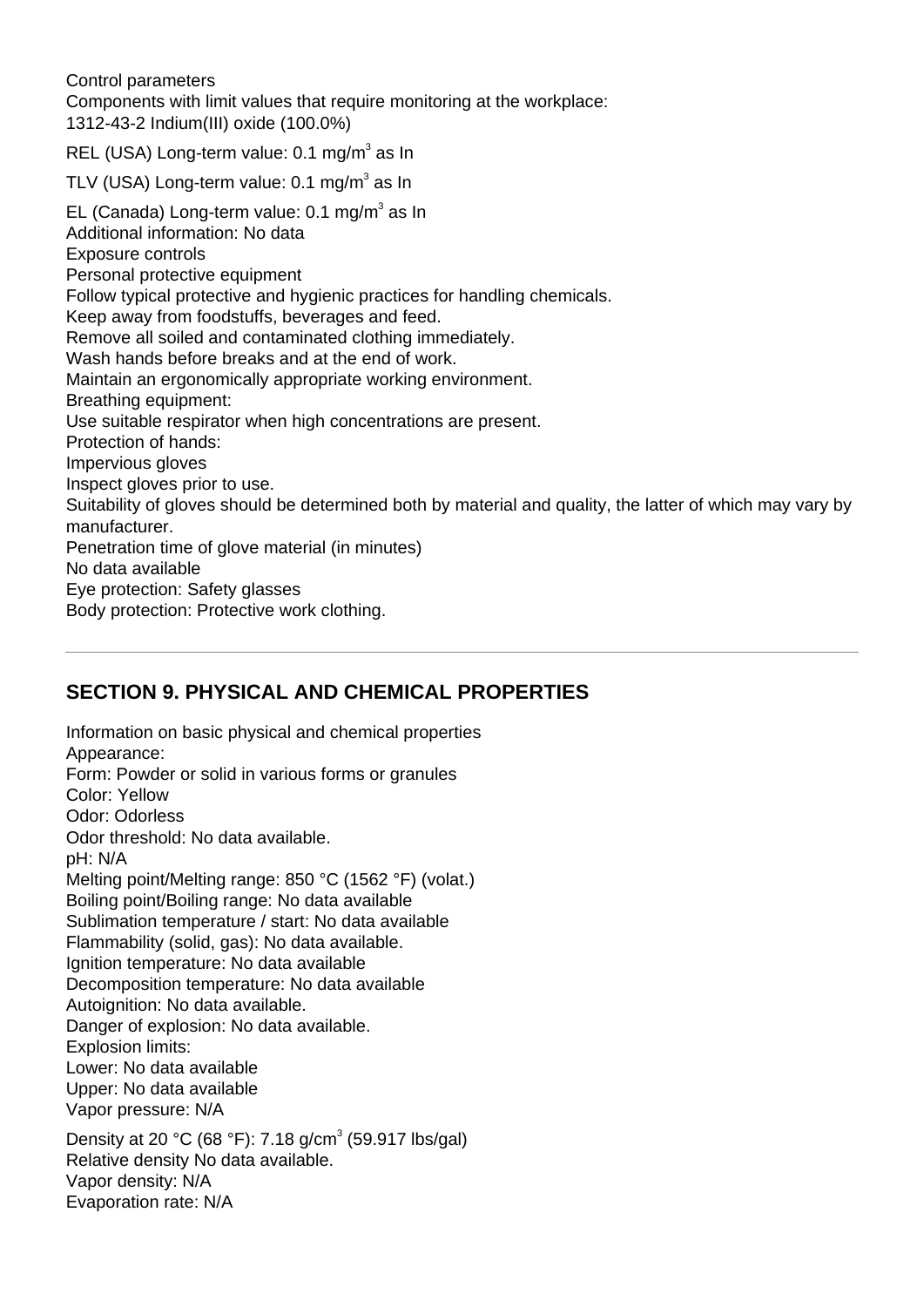Control parameters

Components with limit values that require monitoring at the workplace:

1312-43-2 Indium(III) oxide (100.0%)

REL (USA) Long-term value: 0.1 mg/m$^3$ as In

TLV (USA) Long-term value: 0.1 mg/m$^3$ as In

EL (Canada) Long-term value: 0.1 mg/m$^3$ as In

Additional information: No data

Exposure controls

Personal protective equipment

Follow typical protective and hygienic practices for handling chemicals.

Keep away from foodstuffs, beverages and feed.

Remove all soiled and contaminated clothing immediately.

Wash hands before breaks and at the end of work.

Maintain an ergonomically appropriate working environment.

Breathing equipment:

Use suitable respirator when high concentrations are present.

Protection of hands:

Impervious gloves

Inspect gloves prior to use.

Suitability of gloves should be determined both by material and quality, the latter of which may vary by manufacturer.

Penetration time of glove material (in minutes)

No data available

Eye protection: Safety glasses

Body protection: Protective work clothing.

---

## SECTION 9. PHYSICAL AND CHEMICAL PROPERTIES

Information on basic physical and chemical properties

Appearance:

Form: Powder or solid in various forms or granules

Color: Yellow

Odor: Odorless

Odor threshold: No data available.

pH: N/A

Melting point/Melting range: 850 °C (1562 °F) (volat.)

Boiling point/Boiling range: No data available

Sublimation temperature / start: No data available

Flammability (solid, gas): No data available.

Ignition temperature: No data available

Decomposition temperature: No data available

Autoignition: No data available.

Danger of explosion: No data available.

Explosion limits:

Lower: No data available

Upper: No data available

Vapor pressure: N/A

Density at 20 °C (68 °F): 7.18 g/cm$^3$ (59.917 lbs/gal)

Relative density No data available.

Vapor density: N/A

Evaporation rate: N/A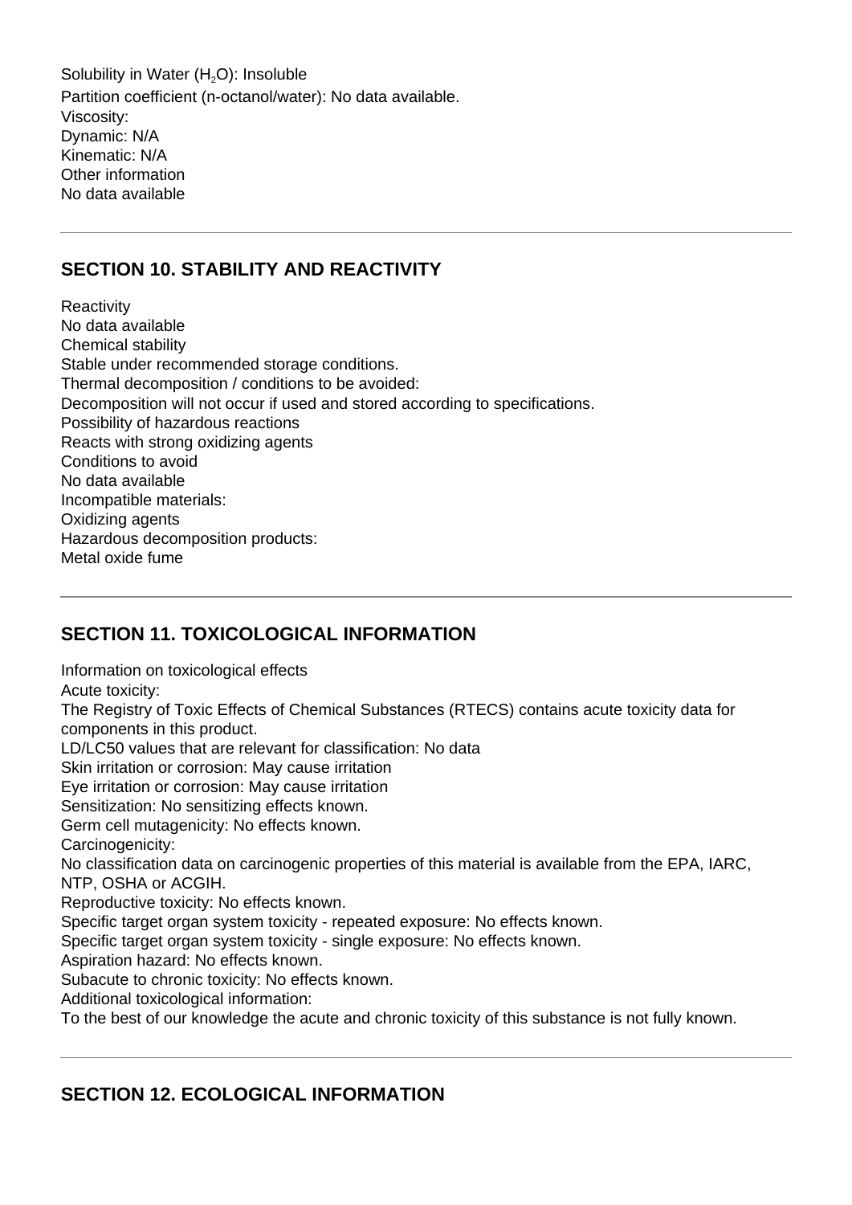Solubility in Water ($H_2O$): Insoluble
Partition coefficient (n-octanol/water): No data available.
Viscosity:
Dynamic: N/A
Kinematic: N/A
Other information
No data available

---

## SECTION 10. STABILITY AND REACTIVITY

Reactivity
No data available
Chemical stability
Stable under recommended storage conditions.
Thermal decomposition / conditions to be avoided:
Decomposition will not occur if used and stored according to specifications.
Possibility of hazardous reactions
Reacts with strong oxidizing agents
Conditions to avoid
No data available
Incompatible materials:
Oxidizing agents
Hazardous decomposition products:
Metal oxide fume

---

## SECTION 11. TOXICOLOGICAL INFORMATION

Information on toxicological effects
Acute toxicity:
The Registry of Toxic Effects of Chemical Substances (RTECS) contains acute toxicity data for components in this product.
LD/LC50 values that are relevant for classification: No data
Skin irritation or corrosion: May cause irritation
Eye irritation or corrosion: May cause irritation
Sensitization: No sensitizing effects known.
Germ cell mutagenicity: No effects known.
Carcinogenicity:
No classification data on carcinogenic properties of this material is available from the EPA, IARC, NTP, OSHA or ACGIH.
Reproductive toxicity: No effects known.
Specific target organ system toxicity - repeated exposure: No effects known.
Specific target organ system toxicity - single exposure: No effects known.
Aspiration hazard: No effects known.
Subacute to chronic toxicity: No effects known.
Additional toxicological information:
To the best of our knowledge the acute and chronic toxicity of this substance is not fully known.

---

## SECTION 12. ECOLOGICAL INFORMATION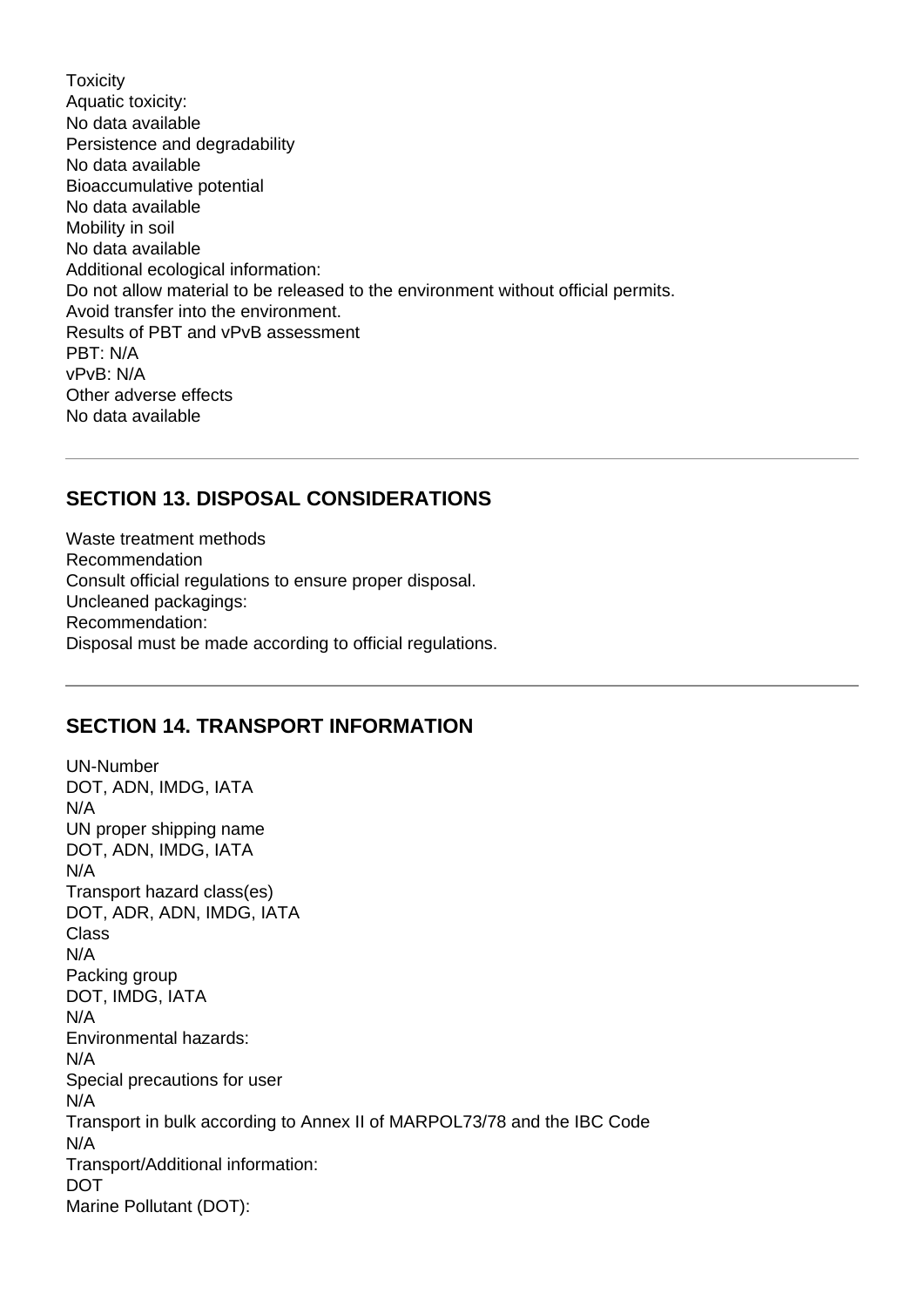Toxicity
Aquatic toxicity:
No data available
Persistence and degradability
No data available
Bioaccumulative potential
No data available
Mobility in soil
No data available
Additional ecological information:
Do not allow material to be released to the environment without official permits.
Avoid transfer into the environment.
Results of PBT and vPvB assessment
PBT: N/A
vPvB: N/A
Other adverse effects
No data available

---

## SECTION 13. DISPOSAL CONSIDERATIONS

Waste treatment methods
Recommendation
Consult official regulations to ensure proper disposal.
Uncleaned packagings:
Recommendation:
Disposal must be made according to official regulations.

---

## SECTION 14. TRANSPORT INFORMATION

UN-Number
DOT, ADN, IMDG, IATA
N/A
UN proper shipping name
DOT, ADN, IMDG, IATA
N/A
Transport hazard class(es)
DOT, ADR, ADN, IMDG, IATA
Class
N/A
Packing group
DOT, IMDG, IATA
N/A
Environmental hazards:
N/A
Special precautions for user
N/A
Transport in bulk according to Annex II of MARPOL73/78 and the IBC Code
N/A
Transport/Additional information:
DOT
Marine Pollutant (DOT):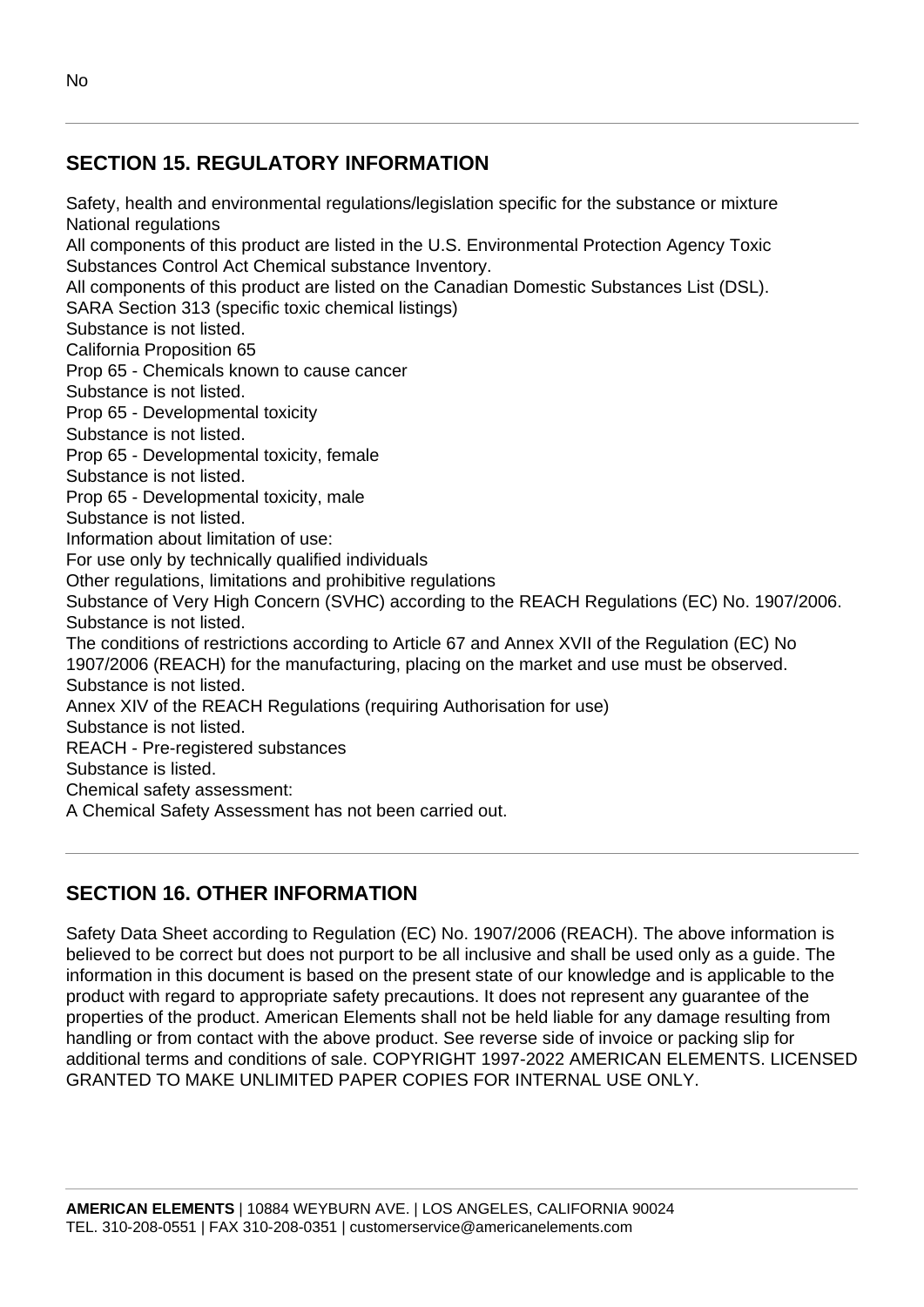No

## SECTION 15. REGULATORY INFORMATION

Safety, health and environmental regulations/legislation specific for the substance or mixture
National regulations
All components of this product are listed in the U.S. Environmental Protection Agency Toxic Substances Control Act Chemical substance Inventory.
All components of this product are listed on the Canadian Domestic Substances List (DSL).
SARA Section 313 (specific toxic chemical listings)
Substance is not listed.
California Proposition 65
Prop 65 - Chemicals known to cause cancer
Substance is not listed.
Prop 65 - Developmental toxicity
Substance is not listed.
Prop 65 - Developmental toxicity, female
Substance is not listed.
Prop 65 - Developmental toxicity, male
Substance is not listed.
Information about limitation of use:
For use only by technically qualified individuals
Other regulations, limitations and prohibitive regulations
Substance of Very High Concern (SVHC) according to the REACH Regulations (EC) No. 1907/2006.
Substance is not listed.
The conditions of restrictions according to Article 67 and Annex XVII of the Regulation (EC) No 1907/2006 (REACH) for the manufacturing, placing on the market and use must be observed.
Substance is not listed.
Annex XIV of the REACH Regulations (requiring Authorisation for use)
Substance is not listed.
REACH - Pre-registered substances
Substance is listed.
Chemical safety assessment:
A Chemical Safety Assessment has not been carried out.

## SECTION 16. OTHER INFORMATION

Safety Data Sheet according to Regulation (EC) No. 1907/2006 (REACH). The above information is believed to be correct but does not purport to be all inclusive and shall be used only as a guide. The information in this document is based on the present state of our knowledge and is applicable to the product with regard to appropriate safety precautions. It does not represent any guarantee of the properties of the product. American Elements shall not be held liable for any damage resulting from handling or from contact with the above product. See reverse side of invoice or packing slip for additional terms and conditions of sale. COPYRIGHT 1997-2022 AMERICAN ELEMENTS. LICENSED GRANTED TO MAKE UNLIMITED PAPER COPIES FOR INTERNAL USE ONLY.